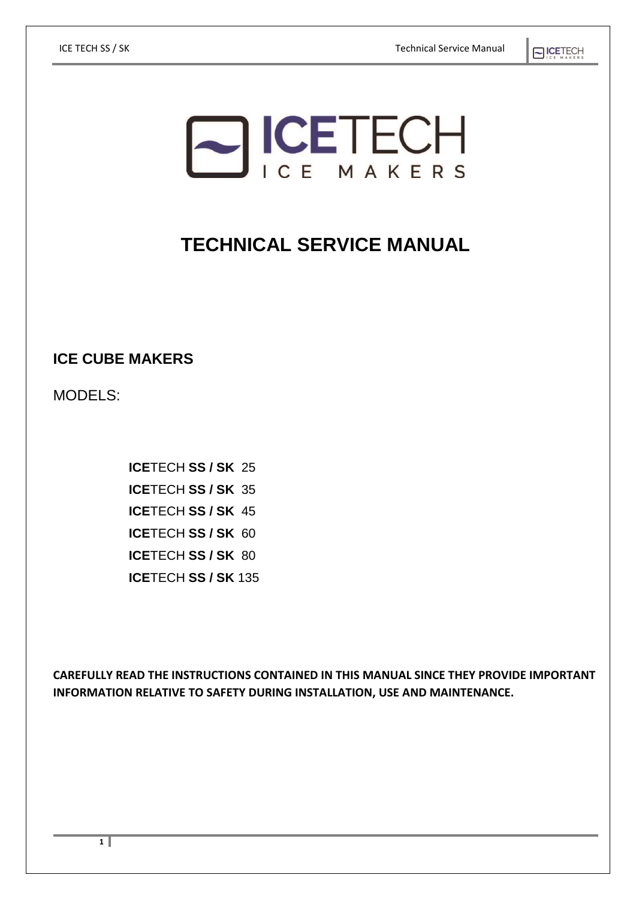# ICETECH

ICE MAKERS

# TECHNICAL SERVICE MANUAL

## ICE CUBE MAKERS

MODELS:

**ICE**TECH **SS / SK** 25
**ICE**TECH **SS / SK** 35
**ICE**TECH **SS / SK** 45
**ICE**TECH **SS / SK** 60
**ICE**TECH **SS / SK** 80
**ICE**TECH **SS / SK** 135

**CAREFULLY READ THE INSTRUCTIONS CONTAINED IN THIS MANUAL SINCE THEY PROVIDE IMPORTANT INFORMATION RELATIVE TO SAFETY DURING INSTALLATION, USE AND MAINTENANCE.**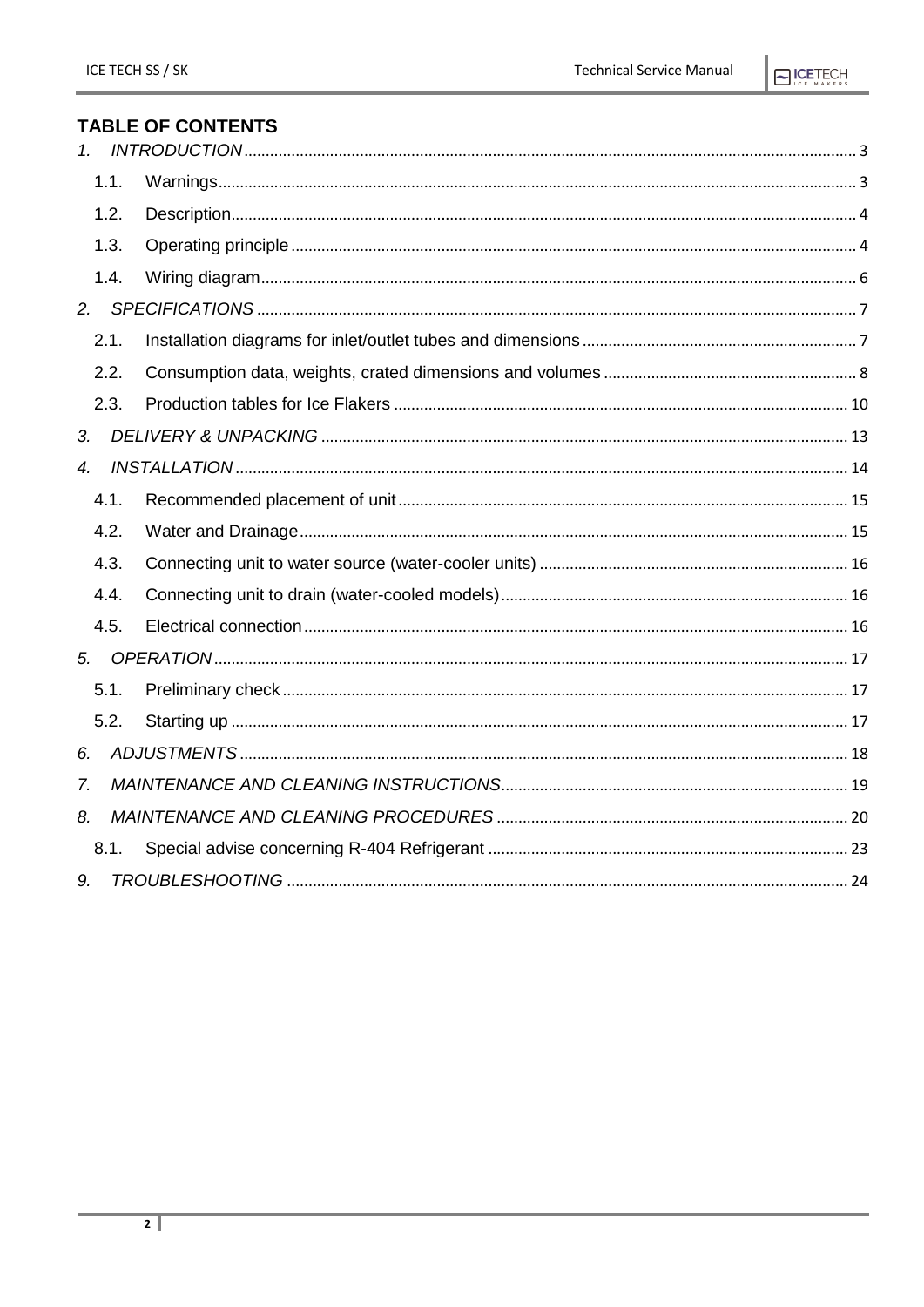## TABLE OF CONTENTS

1. *INTRODUCTION* ... 3
   - 1.1. Warnings ... 3
   - 1.2. Description ... 4
   - 1.3. Operating principle ... 4
   - 1.4. Wiring diagram ... 6
2. *SPECIFICATIONS* ... 7
   - 2.1. Installation diagrams for inlet/outlet tubes and dimensions ... 7
   - 2.2. Consumption data, weights, crated dimensions and volumes ... 8
   - 2.3. Production tables for Ice Flakers ... 10
3. *DELIVERY & UNPACKING* ... 13
4. *INSTALLATION* ... 14
   - 4.1. Recommended placement of unit ... 15
   - 4.2. Water and Drainage ... 15
   - 4.3. Connecting unit to water source (water-cooler units) ... 16
   - 4.4. Connecting unit to drain (water-cooled models) ... 16
   - 4.5. Electrical connection ... 16
5. *OPERATION* ... 17
   - 5.1. Preliminary check ... 17
   - 5.2. Starting up ... 17
6. *ADJUSTMENTS* ... 18
7. *MAINTENANCE AND CLEANING INSTRUCTIONS* ... 19
8. *MAINTENANCE AND CLEANING PROCEDURES* ... 20
   - 8.1. Special advise concerning R-404 Refrigerant ... 23
9. *TROUBLESHOOTING* ... 24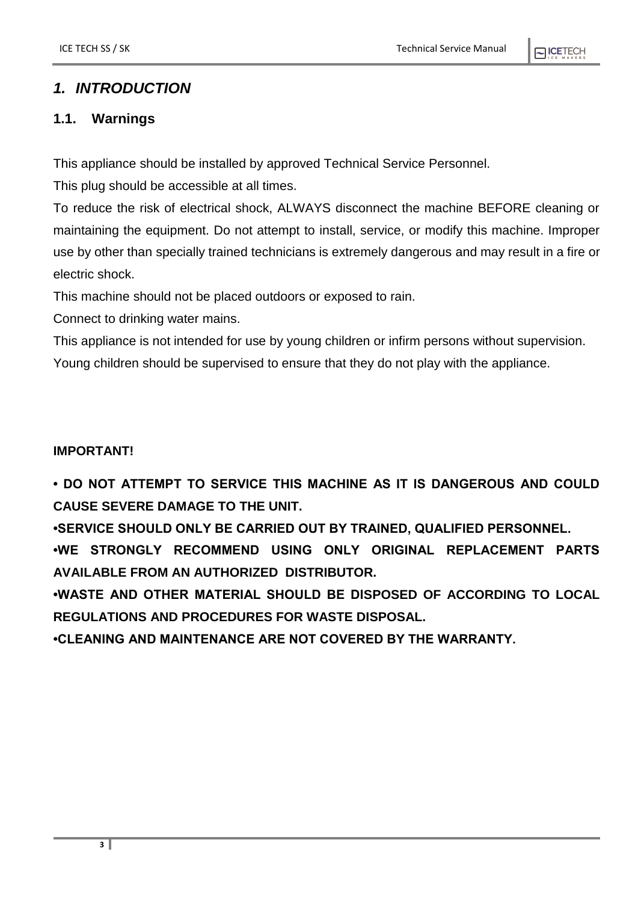# *1. INTRODUCTION*

## 1.1. Warnings

This appliance should be installed by approved Technical Service Personnel.

This plug should be accessible at all times.

To reduce the risk of electrical shock, ALWAYS disconnect the machine BEFORE cleaning or maintaining the equipment. Do not attempt to install, service, or modify this machine. Improper use by other than specially trained technicians is extremely dangerous and may result in a fire or electric shock.

This machine should not be placed outdoors or exposed to rain.

Connect to drinking water mains.

This appliance is not intended for use by young children or infirm persons without supervision.

Young children should be supervised to ensure that they do not play with the appliance.

**IMPORTANT!**

**• DO NOT ATTEMPT TO SERVICE THIS MACHINE AS IT IS DANGEROUS AND COULD CAUSE SEVERE DAMAGE TO THE UNIT.**

**•SERVICE SHOULD ONLY BE CARRIED OUT BY TRAINED, QUALIFIED PERSONNEL.**

**•WE STRONGLY RECOMMEND USING ONLY ORIGINAL REPLACEMENT PARTS AVAILABLE FROM AN AUTHORIZED DISTRIBUTOR.**

**•WASTE AND OTHER MATERIAL SHOULD BE DISPOSED OF ACCORDING TO LOCAL REGULATIONS AND PROCEDURES FOR WASTE DISPOSAL.**

**•CLEANING AND MAINTENANCE ARE NOT COVERED BY THE WARRANTY.**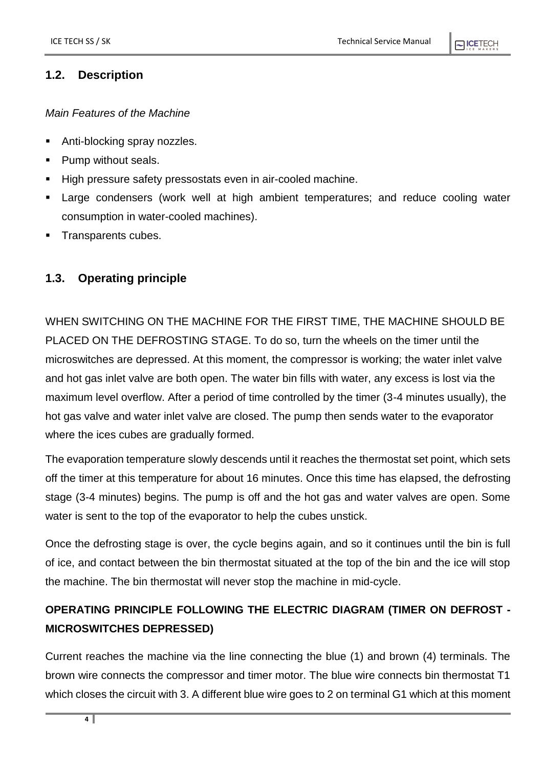## 1.2. Description

*Main Features of the Machine*

- Anti-blocking spray nozzles.
- Pump without seals.
- High pressure safety pressostats even in air-cooled machine.
- Large condensers (work well at high ambient temperatures; and reduce cooling water consumption in water-cooled machines).
- Transparents cubes.

## 1.3. Operating principle

WHEN SWITCHING ON THE MACHINE FOR THE FIRST TIME, THE MACHINE SHOULD BE PLACED ON THE DEFROSTING STAGE. To do so, turn the wheels on the timer until the microswitches are depressed. At this moment, the compressor is working; the water inlet valve and hot gas inlet valve are both open. The water bin fills with water, any excess is lost via the maximum level overflow. After a period of time controlled by the timer (3-4 minutes usually), the hot gas valve and water inlet valve are closed. The pump then sends water to the evaporator where the ices cubes are gradually formed.

The evaporation temperature slowly descends until it reaches the thermostat set point, which sets off the timer at this temperature for about 16 minutes. Once this time has elapsed, the defrosting stage (3-4 minutes) begins. The pump is off and the hot gas and water valves are open. Some water is sent to the top of the evaporator to help the cubes unstick.

Once the defrosting stage is over, the cycle begins again, and so it continues until the bin is full of ice, and contact between the bin thermostat situated at the top of the bin and the ice will stop the machine. The bin thermostat will never stop the machine in mid-cycle.

**OPERATING PRINCIPLE FOLLOWING THE ELECTRIC DIAGRAM (TIMER ON DEFROST - MICROSWITCHES DEPRESSED)**

Current reaches the machine via the line connecting the blue (1) and brown (4) terminals. The brown wire connects the compressor and timer motor. The blue wire connects bin thermostat T1 which closes the circuit with 3. A different blue wire goes to 2 on terminal G1 which at this moment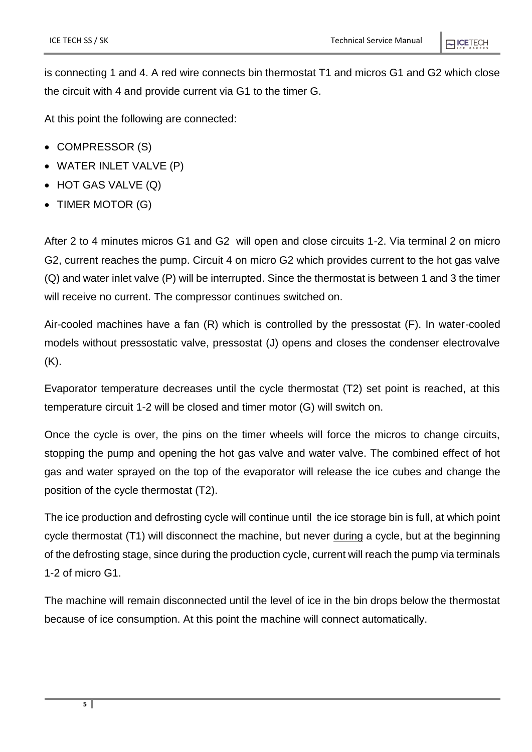is connecting 1 and 4. A red wire connects bin thermostat T1 and micros G1 and G2 which close the circuit with 4 and provide current via G1 to the timer G.

At this point the following are connected:

- COMPRESSOR (S)
- WATER INLET VALVE (P)
- HOT GAS VALVE (Q)
- TIMER MOTOR (G)

After 2 to 4 minutes micros G1 and G2 will open and close circuits 1-2. Via terminal 2 on micro G2, current reaches the pump. Circuit 4 on micro G2 which provides current to the hot gas valve (Q) and water inlet valve (P) will be interrupted. Since the thermostat is between 1 and 3 the timer will receive no current. The compressor continues switched on.

Air-cooled machines have a fan (R) which is controlled by the pressostat (F). In water-cooled models without pressostatic valve, pressostat (J) opens and closes the condenser electrovalve (K).

Evaporator temperature decreases until the cycle thermostat (T2) set point is reached, at this temperature circuit 1-2 will be closed and timer motor (G) will switch on.

Once the cycle is over, the pins on the timer wheels will force the micros to change circuits, stopping the pump and opening the hot gas valve and water valve. The combined effect of hot gas and water sprayed on the top of the evaporator will release the ice cubes and change the position of the cycle thermostat (T2).

The ice production and defrosting cycle will continue until the ice storage bin is full, at which point cycle thermostat (T1) will disconnect the machine, but never <u>during</u> a cycle, but at the beginning of the defrosting stage, since during the production cycle, current will reach the pump via terminals 1-2 of micro G1.

The machine will remain disconnected until the level of ice in the bin drops below the thermostat because of ice consumption. At this point the machine will connect automatically.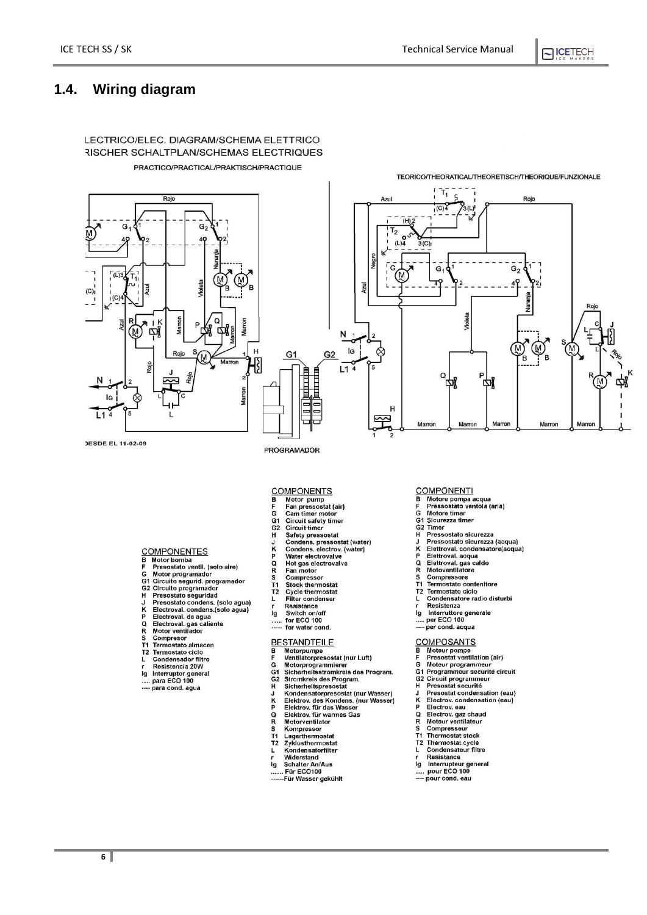## 1.4. Wiring diagram

LECTRICO/ELEC. DIAGRAM/SCHEMA ELETTRICO
RISCHER SCHALTPLAN/SCHEMAS ELECTRIQUES

PRACTICO/PRACTICAL/PRAKTISCH/PRACTIQUE

TEORICO/THEORATICAL/THEORETISCH/THEORIQUE/FUNZIONALE

DESDE EL 11-02-09

PROGRAMADOR

**COMPONENTES**

- B Motor bomba
- F Presostato ventil. (solo aire)
- G Motor programador
- G1 Circuito segurid. programador
- G2 Circuito programador
- H Presostato seguridad
- J Presostato condens. (solo agua)
- K Electroval. condens.(solo agua)
- P Electroval. de agua
- Q Electroval. gas caliente
- R Motor ventilador
- S Compresor
- T1 Termostato almacen
- T2 Termostato ciclo
- L Condensador filtro
- r Resistencia 20W
- Ig Interruptor general
- ..... para ECO 100
- ---- para cond. agua

**COMPONENTS**

- B Motor pump
- F Fan pressostat (air)
- G Cam timer motor
- G1 Circuit safety timer
- G2 Circuit timer
- H Safety pressostat
- J Condens. pressostat (water)
- K Condens. electrov. (water)
- P Water electrovalve
- Q Hot gas electrovalve
- R Fan motor
- S Compressor
- T1 Stock thermostat
- T2 Cycle thermostat
- L Filter condenser
- r Resistance
- Ig Switch on/off
- ...... for ECO 100
- ----- for water cond.

**BESTANDTEILE**

- B Motorpumpe
- F Ventilatorpresostat (nur Luft)
- G Motorprogrammierer
- G1 Sicherheitsstromkreis des Program.
- G2 Stromkreis des Program.
- H Sicherheitspresostat
- J Kondensatorpresostat (nur Wasser)
- K Elektrov. des Kondens. (nur Wasser)
- P Elektrov. für das Wasser
- Q Elektrov. für warmes Gas
- R Motorventilator
- S Kompressor
- T1 Lagerthermostat
- T2 Zyklusthermostat
- L Kondensatorfilter
- r Widerstand
- Ig Schalter An/Aus
- ....... Für ECO100
- ------Für Wasser gekühlt

**COMPONENTI**

- B Motore pompa acqua
- F Pressostato ventola (aria)
- G Motore timer
- G1 Sicurezza timer
- G2 Timer
- H Pressostato sicurezza
- J Pressostato sicurezza (acqua)
- K Elettroval. condensatore(acqua)
- P Elettroval. acqua
- Q Elettroval. gas caldo
- R Motoventilatore
- S Compressore
- T1 Termostato contenitore
- T2 Termostato ciclo
- L Condensatore radio disturbi
- r Resistenza
- Ig Interruttore generale
- ..... per ECO 100
- ---- per cond. acqua

**COMPOSANTS**

- B Moteur pompe
- F Presostat ventilation (air)
- G Moteur programmeur
- G1 Programmeur securité circuit
- G2 Circuit programmeur
- H Presostat securité
- J Presostat condensation (eau)
- K Electrov. condensation (eau)
- P Electrov. eau
- Q Electrov. gaz chaud
- R Moteur ventilateur
- S Compresseur
- T1 Thermostat stock
- T2 Thermostat cycle
- L Condensateur filtre
- r Resistance
- Ig Interrupteur general
- ..... pour ECO 100
- ---- pour cond. eau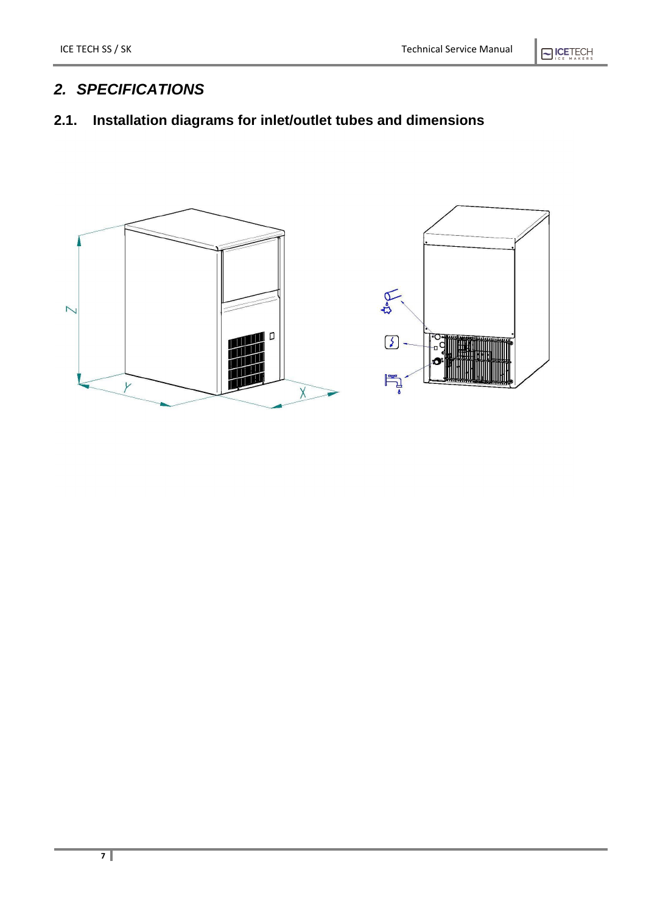## 2. *SPECIFICATIONS*

### 2.1. Installation diagrams for inlet/outlet tubes and dimensions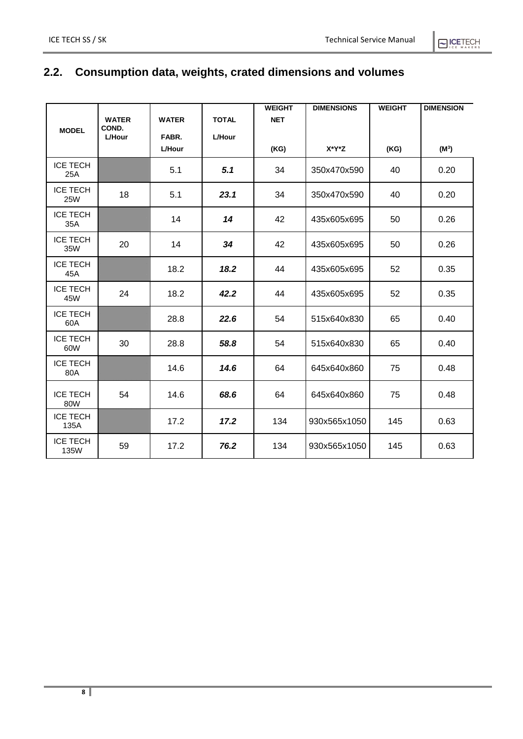## 2.2. Consumption data, weights, crated dimensions and volumes

| MODEL | WATER COND. L/Hour | WATER FABR. L/Hour | TOTAL L/Hour | WEIGHT NET (KG) | DIMENSIONS X*Y*Z | WEIGHT (KG) | DIMENSION ($M^3$) |
|---|---|---|---|---|---|---|---|
| ICE TECH 25A | | 5.1 | ***5.1*** | 34 | 350x470x590 | 40 | 0.20 |
| ICE TECH 25W | 18 | 5.1 | ***23.1*** | 34 | 350x470x590 | 40 | 0.20 |
| ICE TECH 35A | | 14 | ***14*** | 42 | 435x605x695 | 50 | 0.26 |
| ICE TECH 35W | 20 | 14 | ***34*** | 42 | 435x605x695 | 50 | 0.26 |
| ICE TECH 45A | | 18.2 | ***18.2*** | 44 | 435x605x695 | 52 | 0.35 |
| ICE TECH 45W | 24 | 18.2 | ***42.2*** | 44 | 435x605x695 | 52 | 0.35 |
| ICE TECH 60A | | 28.8 | ***22.6*** | 54 | 515x640x830 | 65 | 0.40 |
| ICE TECH 60W | 30 | 28.8 | ***58.8*** | 54 | 515x640x830 | 65 | 0.40 |
| ICE TECH 80A | | 14.6 | ***14.6*** | 64 | 645x640x860 | 75 | 0.48 |
| ICE TECH 80W | 54 | 14.6 | ***68.6*** | 64 | 645x640x860 | 75 | 0.48 |
| ICE TECH 135A | | 17.2 | ***17.2*** | 134 | 930x565x1050 | 145 | 0.63 |
| ICE TECH 135W | 59 | 17.2 | ***76.2*** | 134 | 930x565x1050 | 145 | 0.63 |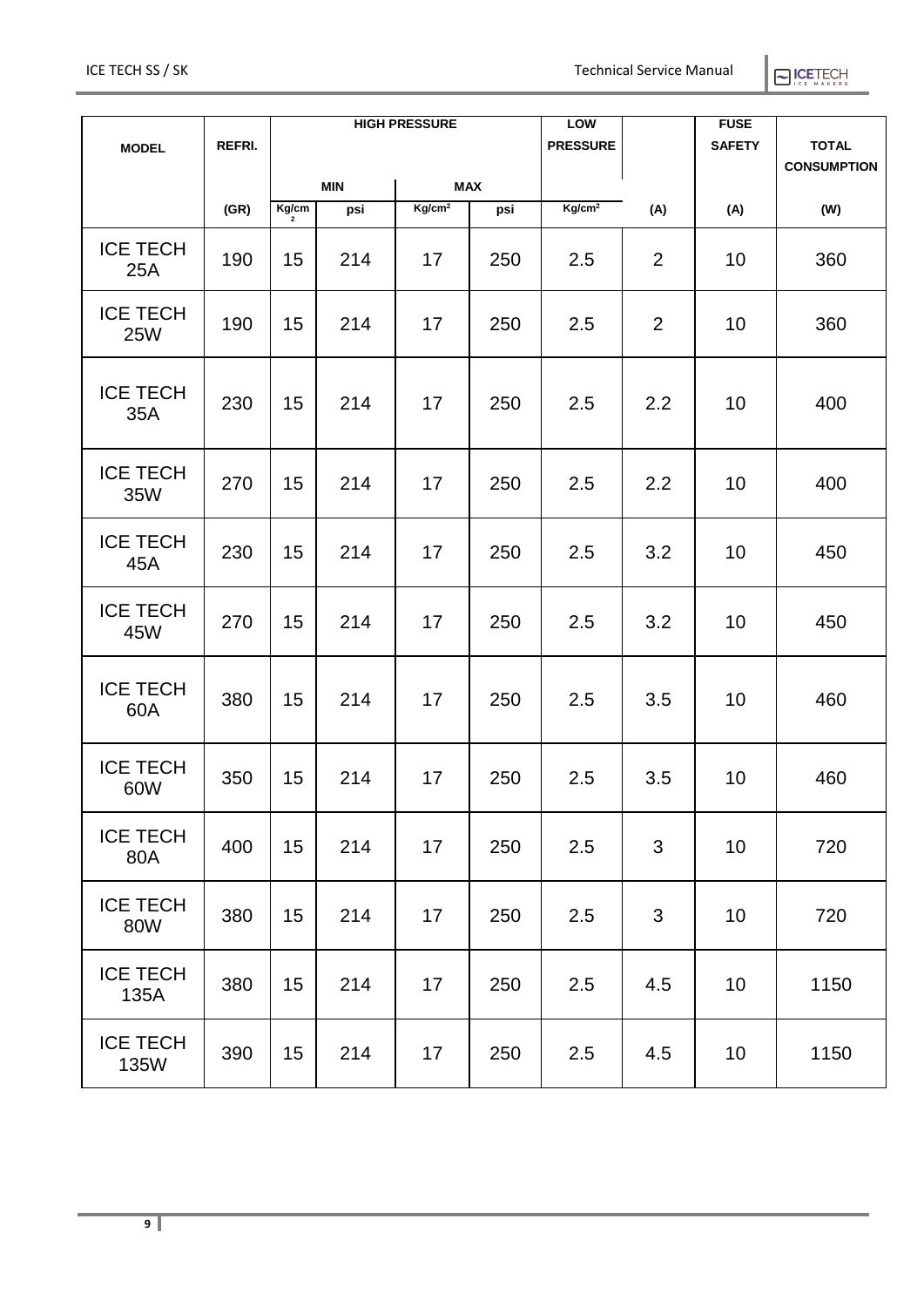| MODEL | REFRI. | HIGH PRESSURE | | | | LOW PRESSURE | | FUSE SAFETY | TOTAL CONSUMPTION |
|---|---|---|---|---|---|---|---|---|---|
| | | MIN | | MAX | | | | | |
| | (GR) | $Kg/cm^2$ | psi | $Kg/cm^2$ | psi | $Kg/cm^2$ | (A) | (A) | (W) |
| ICE TECH 25A | 190 | 15 | 214 | 17 | 250 | 2.5 | 2 | 10 | 360 |
| ICE TECH 25W | 190 | 15 | 214 | 17 | 250 | 2.5 | 2 | 10 | 360 |
| ICE TECH 35A | 230 | 15 | 214 | 17 | 250 | 2.5 | 2.2 | 10 | 400 |
| ICE TECH 35W | 270 | 15 | 214 | 17 | 250 | 2.5 | 2.2 | 10 | 400 |
| ICE TECH 45A | 230 | 15 | 214 | 17 | 250 | 2.5 | 3.2 | 10 | 450 |
| ICE TECH 45W | 270 | 15 | 214 | 17 | 250 | 2.5 | 3.2 | 10 | 450 |
| ICE TECH 60A | 380 | 15 | 214 | 17 | 250 | 2.5 | 3.5 | 10 | 460 |
| ICE TECH 60W | 350 | 15 | 214 | 17 | 250 | 2.5 | 3.5 | 10 | 460 |
| ICE TECH 80A | 400 | 15 | 214 | 17 | 250 | 2.5 | 3 | 10 | 720 |
| ICE TECH 80W | 380 | 15 | 214 | 17 | 250 | 2.5 | 3 | 10 | 720 |
| ICE TECH 135A | 380 | 15 | 214 | 17 | 250 | 2.5 | 4.5 | 10 | 1150 |
| ICE TECH 135W | 390 | 15 | 214 | 17 | 250 | 2.5 | 4.5 | 10 | 1150 |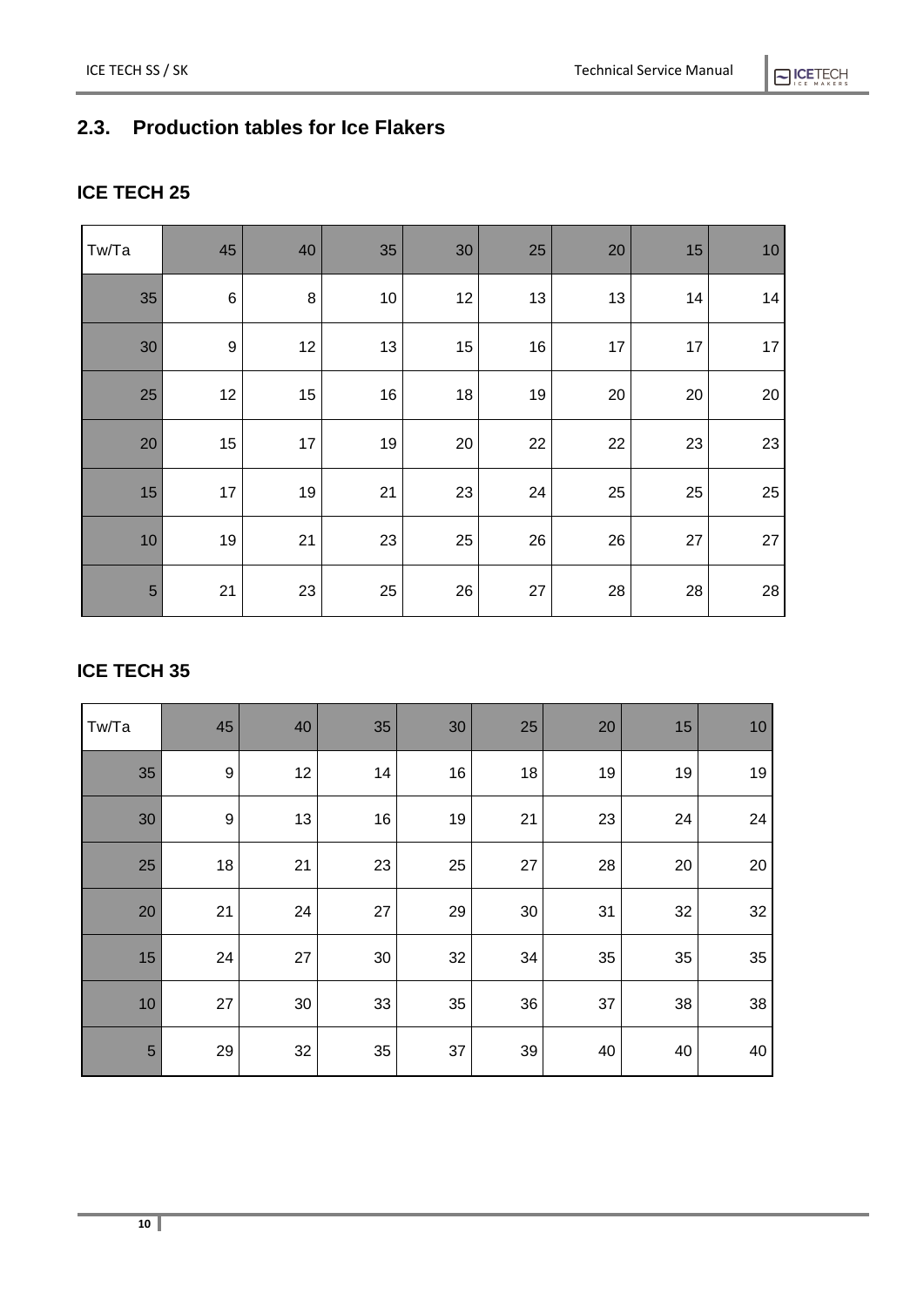## 2.3. Production tables for Ice Flakers

### ICE TECH 25

| Tw/Ta | 45 | 40 | 35 | 30 | 25 | 20 | 15 | 10 |
|---|---|---|---|---|---|---|---|---|
| 35 | 6 | 8 | 10 | 12 | 13 | 13 | 14 | 14 |
| 30 | 9 | 12 | 13 | 15 | 16 | 17 | 17 | 17 |
| 25 | 12 | 15 | 16 | 18 | 19 | 20 | 20 | 20 |
| 20 | 15 | 17 | 19 | 20 | 22 | 22 | 23 | 23 |
| 15 | 17 | 19 | 21 | 23 | 24 | 25 | 25 | 25 |
| 10 | 19 | 21 | 23 | 25 | 26 | 26 | 27 | 27 |
| 5 | 21 | 23 | 25 | 26 | 27 | 28 | 28 | 28 |

### ICE TECH 35

| Tw/Ta | 45 | 40 | 35 | 30 | 25 | 20 | 15 | 10 |
|---|---|---|---|---|---|---|---|---|
| 35 | 9 | 12 | 14 | 16 | 18 | 19 | 19 | 19 |
| 30 | 9 | 13 | 16 | 19 | 21 | 23 | 24 | 24 |
| 25 | 18 | 21 | 23 | 25 | 27 | 28 | 20 | 20 |
| 20 | 21 | 24 | 27 | 29 | 30 | 31 | 32 | 32 |
| 15 | 24 | 27 | 30 | 32 | 34 | 35 | 35 | 35 |
| 10 | 27 | 30 | 33 | 35 | 36 | 37 | 38 | 38 |
| 5 | 29 | 32 | 35 | 37 | 39 | 40 | 40 | 40 |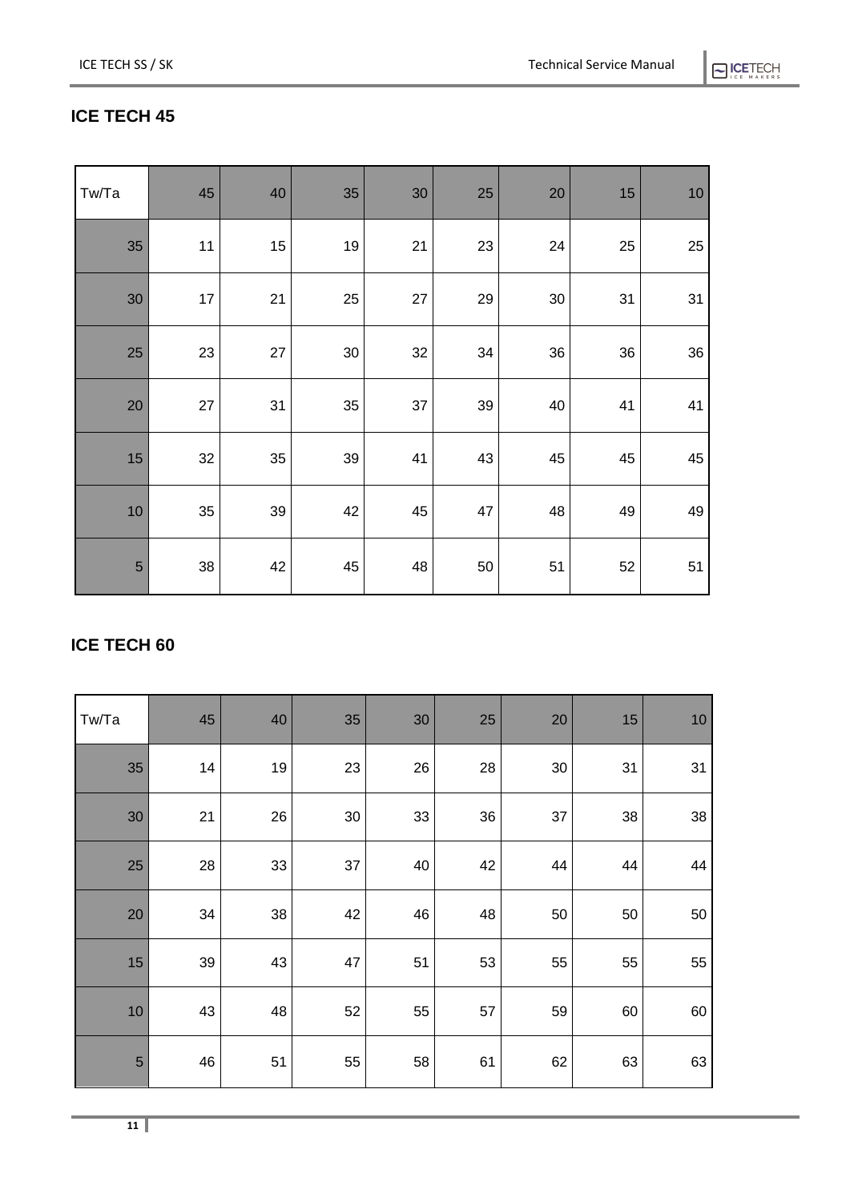## ICE TECH 45

| Tw/Ta | 45 | 40 | 35 | 30 | 25 | 20 | 15 | 10 |
|---|---|---|---|---|---|---|---|---|
| 35 | 11 | 15 | 19 | 21 | 23 | 24 | 25 | 25 |
| 30 | 17 | 21 | 25 | 27 | 29 | 30 | 31 | 31 |
| 25 | 23 | 27 | 30 | 32 | 34 | 36 | 36 | 36 |
| 20 | 27 | 31 | 35 | 37 | 39 | 40 | 41 | 41 |
| 15 | 32 | 35 | 39 | 41 | 43 | 45 | 45 | 45 |
| 10 | 35 | 39 | 42 | 45 | 47 | 48 | 49 | 49 |
| 5 | 38 | 42 | 45 | 48 | 50 | 51 | 52 | 51 |

## ICE TECH 60

| Tw/Ta | 45 | 40 | 35 | 30 | 25 | 20 | 15 | 10 |
|---|---|---|---|---|---|---|---|---|
| 35 | 14 | 19 | 23 | 26 | 28 | 30 | 31 | 31 |
| 30 | 21 | 26 | 30 | 33 | 36 | 37 | 38 | 38 |
| 25 | 28 | 33 | 37 | 40 | 42 | 44 | 44 | 44 |
| 20 | 34 | 38 | 42 | 46 | 48 | 50 | 50 | 50 |
| 15 | 39 | 43 | 47 | 51 | 53 | 55 | 55 | 55 |
| 10 | 43 | 48 | 52 | 55 | 57 | 59 | 60 | 60 |
| 5 | 46 | 51 | 55 | 58 | 61 | 62 | 63 | 63 |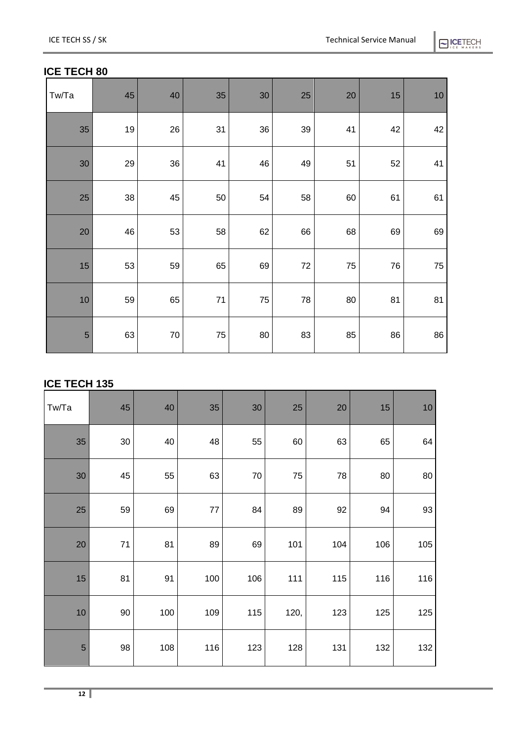## ICE TECH 80

| Tw/Ta | 45 | 40 | 35 | 30 | 25 | 20 | 15 | 10 |
|---|---|---|---|---|---|---|---|---|
| 35 | 19 | 26 | 31 | 36 | 39 | 41 | 42 | 42 |
| 30 | 29 | 36 | 41 | 46 | 49 | 51 | 52 | 41 |
| 25 | 38 | 45 | 50 | 54 | 58 | 60 | 61 | 61 |
| 20 | 46 | 53 | 58 | 62 | 66 | 68 | 69 | 69 |
| 15 | 53 | 59 | 65 | 69 | 72 | 75 | 76 | 75 |
| 10 | 59 | 65 | 71 | 75 | 78 | 80 | 81 | 81 |
| 5 | 63 | 70 | 75 | 80 | 83 | 85 | 86 | 86 |

## ICE TECH 135

| Tw/Ta | 45 | 40 | 35 | 30 | 25 | 20 | 15 | 10 |
|---|---|---|---|---|---|---|---|---|
| 35 | 30 | 40 | 48 | 55 | 60 | 63 | 65 | 64 |
| 30 | 45 | 55 | 63 | 70 | 75 | 78 | 80 | 80 |
| 25 | 59 | 69 | 77 | 84 | 89 | 92 | 94 | 93 |
| 20 | 71 | 81 | 89 | 69 | 101 | 104 | 106 | 105 |
| 15 | 81 | 91 | 100 | 106 | 111 | 115 | 116 | 116 |
| 10 | 90 | 100 | 109 | 115 | 120, | 123 | 125 | 125 |
| 5 | 98 | 108 | 116 | 123 | 128 | 131 | 132 | 132 |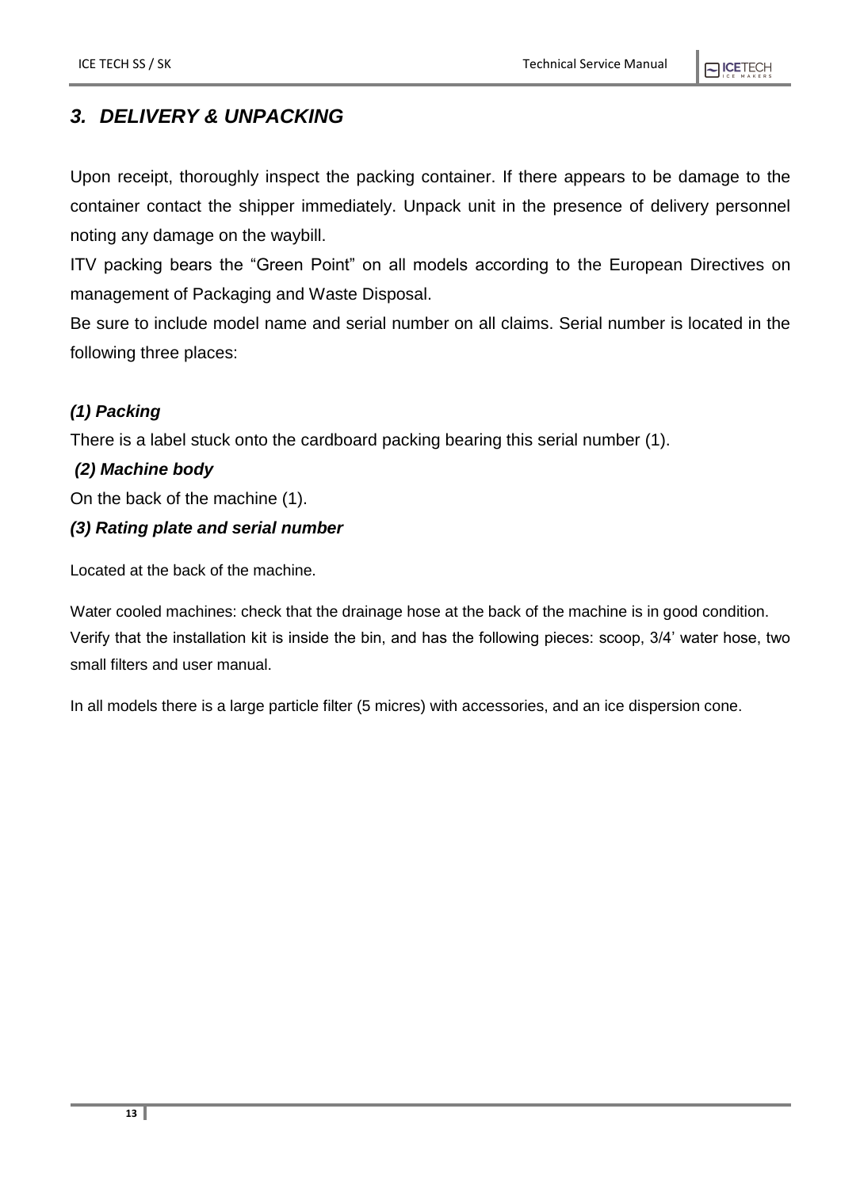## *3. DELIVERY & UNPACKING*

Upon receipt, thoroughly inspect the packing container. If there appears to be damage to the container contact the shipper immediately. Unpack unit in the presence of delivery personnel noting any damage on the waybill.

ITV packing bears the "Green Point" on all models according to the European Directives on management of Packaging and Waste Disposal.

Be sure to include model name and serial number on all claims. Serial number is located in the following three places:

### *(1) Packing*

There is a label stuck onto the cardboard packing bearing this serial number (1).

### *(2) Machine body*

On the back of the machine (1).

### *(3) Rating plate and serial number*

Located at the back of the machine.

Water cooled machines: check that the drainage hose at the back of the machine is in good condition.
Verify that the installation kit is inside the bin, and has the following pieces: scoop, 3/4' water hose, two small filters and user manual.

In all models there is a large particle filter (5 micres) with accessories, and an ice dispersion cone.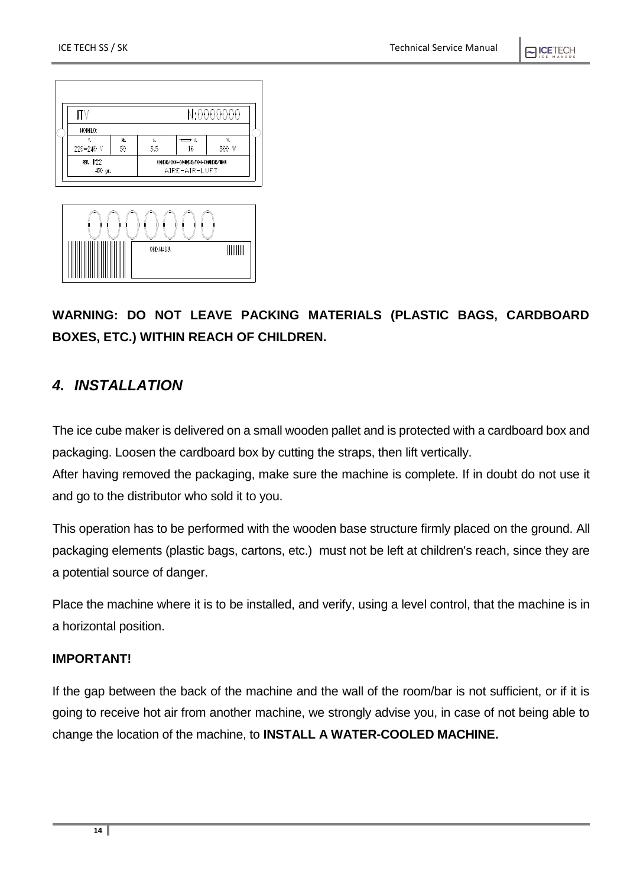| ITV | | | N:0000000 | |
|---|---|---|---|---|
| MODELO: | | | | |
| V. | Hz. | A. | A. | W. |
| 220-240 V | 50 | 3,5 | 16 | 300 W |
| REF. R22 450 gr. | | CONDENSACION-CONDENSATION-CONDENSATION AIRE-AIR-LUFT | | |

COD.MAQU.

**WARNING: DO NOT LEAVE PACKING MATERIALS (PLASTIC BAGS, CARDBOARD BOXES, ETC.) WITHIN REACH OF CHILDREN.**

## *4. INSTALLATION*

The ice cube maker is delivered on a small wooden pallet and is protected with a cardboard box and packaging. Loosen the cardboard box by cutting the straps, then lift vertically.
After having removed the packaging, make sure the machine is complete. If in doubt do not use it and go to the distributor who sold it to you.

This operation has to be performed with the wooden base structure firmly placed on the ground. All packaging elements (plastic bags, cartons, etc.) must not be left at children's reach, since they are a potential source of danger.

Place the machine where it is to be installed, and verify, using a level control, that the machine is in a horizontal position.

**IMPORTANT!**

If the gap between the back of the machine and the wall of the room/bar is not sufficient, or if it is going to receive hot air from another machine, we strongly advise you, in case of not being able to change the location of the machine, to **INSTALL A WATER-COOLED MACHINE.**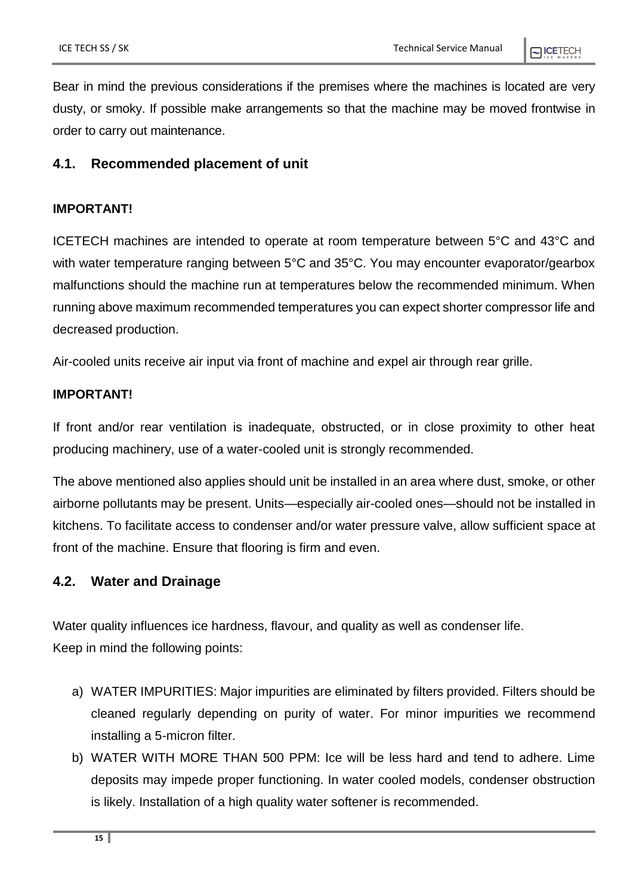Bear in mind the previous considerations if the premises where the machines is located are very dusty, or smoky. If possible make arrangements so that the machine may be moved frontwise in order to carry out maintenance.

## 4.1. Recommended placement of unit

**IMPORTANT!**

ICETECH machines are intended to operate at room temperature between 5°C and 43°C and with water temperature ranging between 5°C and 35°C. You may encounter evaporator/gearbox malfunctions should the machine run at temperatures below the recommended minimum. When running above maximum recommended temperatures you can expect shorter compressor life and decreased production.

Air-cooled units receive air input via front of machine and expel air through rear grille.

**IMPORTANT!**

If front and/or rear ventilation is inadequate, obstructed, or in close proximity to other heat producing machinery, use of a water-cooled unit is strongly recommended.

The above mentioned also applies should unit be installed in an area where dust, smoke, or other airborne pollutants may be present. Units—especially air-cooled ones—should not be installed in kitchens. To facilitate access to condenser and/or water pressure valve, allow sufficient space at front of the machine. Ensure that flooring is firm and even.

## 4.2. Water and Drainage

Water quality influences ice hardness, flavour, and quality as well as condenser life.
Keep in mind the following points:

a) WATER IMPURITIES: Major impurities are eliminated by filters provided. Filters should be cleaned regularly depending on purity of water. For minor impurities we recommend installing a 5-micron filter.
b) WATER WITH MORE THAN 500 PPM: Ice will be less hard and tend to adhere. Lime deposits may impede proper functioning. In water cooled models, condenser obstruction is likely. Installation of a high quality water softener is recommended.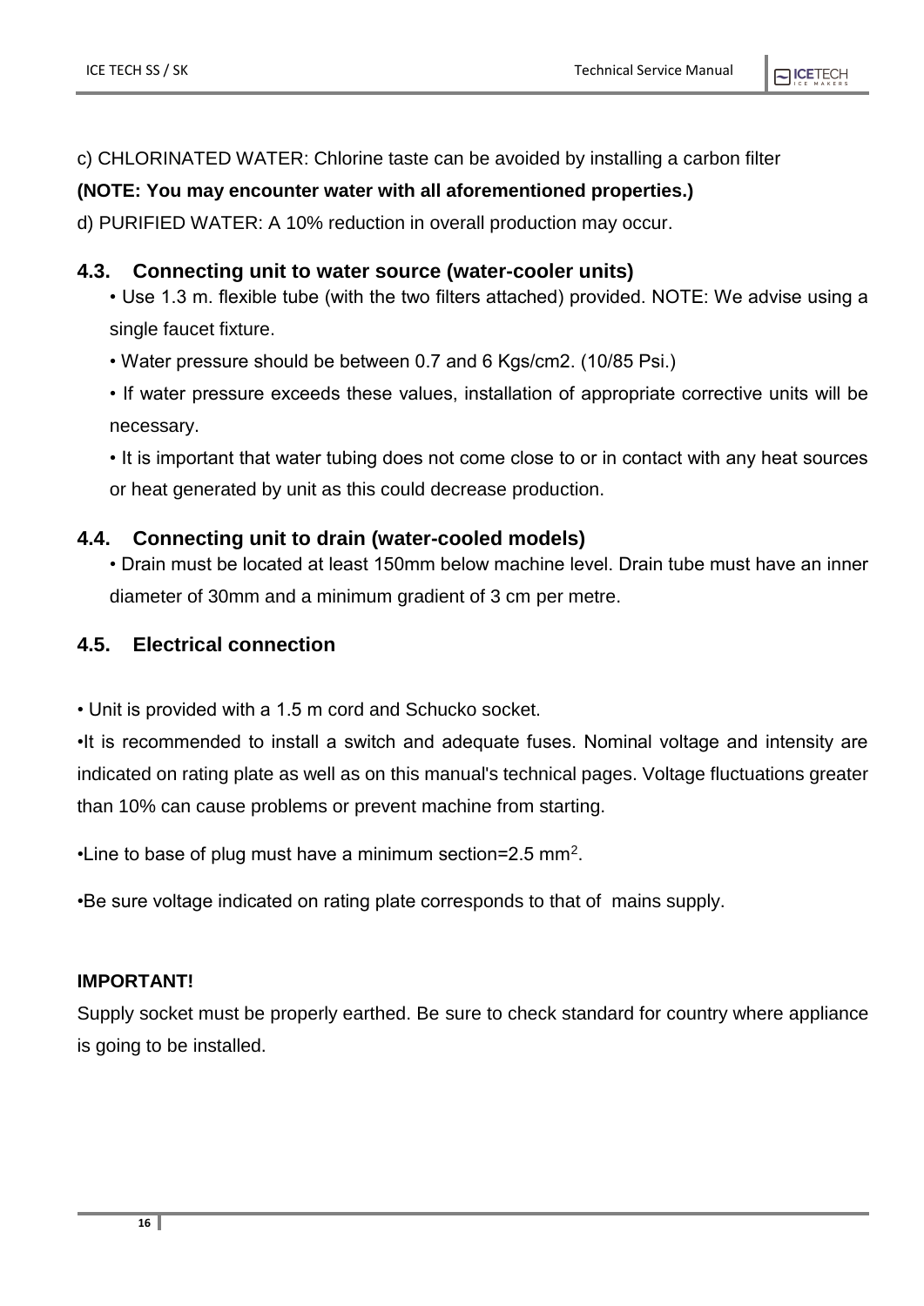c) CHLORINATED WATER: Chlorine taste can be avoided by installing a carbon filter

**(NOTE: You may encounter water with all aforementioned properties.)**

d) PURIFIED WATER: A 10% reduction in overall production may occur.

## 4.3. Connecting unit to water source (water-cooler units)

- Use 1.3 m. flexible tube (with the two filters attached) provided. NOTE: We advise using a single faucet fixture.
- Water pressure should be between 0.7 and 6 Kgs/cm2. (10/85 Psi.)
- If water pressure exceeds these values, installation of appropriate corrective units will be necessary.
- It is important that water tubing does not come close to or in contact with any heat sources or heat generated by unit as this could decrease production.

## 4.4. Connecting unit to drain (water-cooled models)

- Drain must be located at least 150mm below machine level. Drain tube must have an inner diameter of 30mm and a minimum gradient of 3 cm per metre.

## 4.5. Electrical connection

- Unit is provided with a 1.5 m cord and Schucko socket.
- It is recommended to install a switch and adequate fuses. Nominal voltage and intensity are indicated on rating plate as well as on this manual's technical pages. Voltage fluctuations greater than 10% can cause problems or prevent machine from starting.
- Line to base of plug must have a minimum section=2.5 $mm^2$.
- Be sure voltage indicated on rating plate corresponds to that of mains supply.

**IMPORTANT!**

Supply socket must be properly earthed. Be sure to check standard for country where appliance is going to be installed.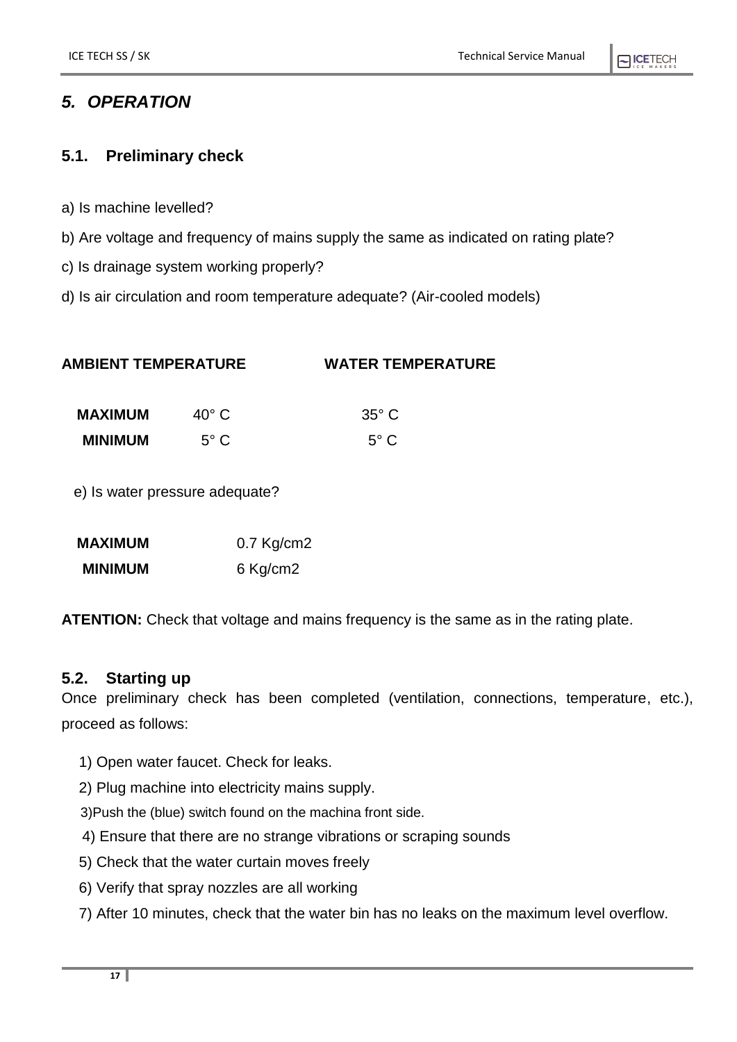# *5. OPERATION*

## 5.1. Preliminary check

a) Is machine levelled?

b) Are voltage and frequency of mains supply the same as indicated on rating plate?

c) Is drainage system working properly?

d) Is air circulation and room temperature adequate? (Air-cooled models)

| | AMBIENT TEMPERATURE | WATER TEMPERATURE |
|---|---|---|
| **MAXIMUM** | 40° C | 35° C |
| **MINIMUM** | 5° C | 5° C |

e) Is water pressure adequate?

| | |
|---|---|
| **MAXIMUM** | 0.7 Kg/cm2 |
| **MINIMUM** | 6 Kg/cm2 |

**ATENTION:** Check that voltage and mains frequency is the same as in the rating plate.

## 5.2. Starting up

Once preliminary check has been completed (ventilation, connections, temperature, etc.), proceed as follows:

1) Open water faucet. Check for leaks.
2) Plug machine into electricity mains supply.
3)Push the (blue) switch found on the machina front side.
4) Ensure that there are no strange vibrations or scraping sounds
5) Check that the water curtain moves freely
6) Verify that spray nozzles are all working
7) After 10 minutes, check that the water bin has no leaks on the maximum level overflow.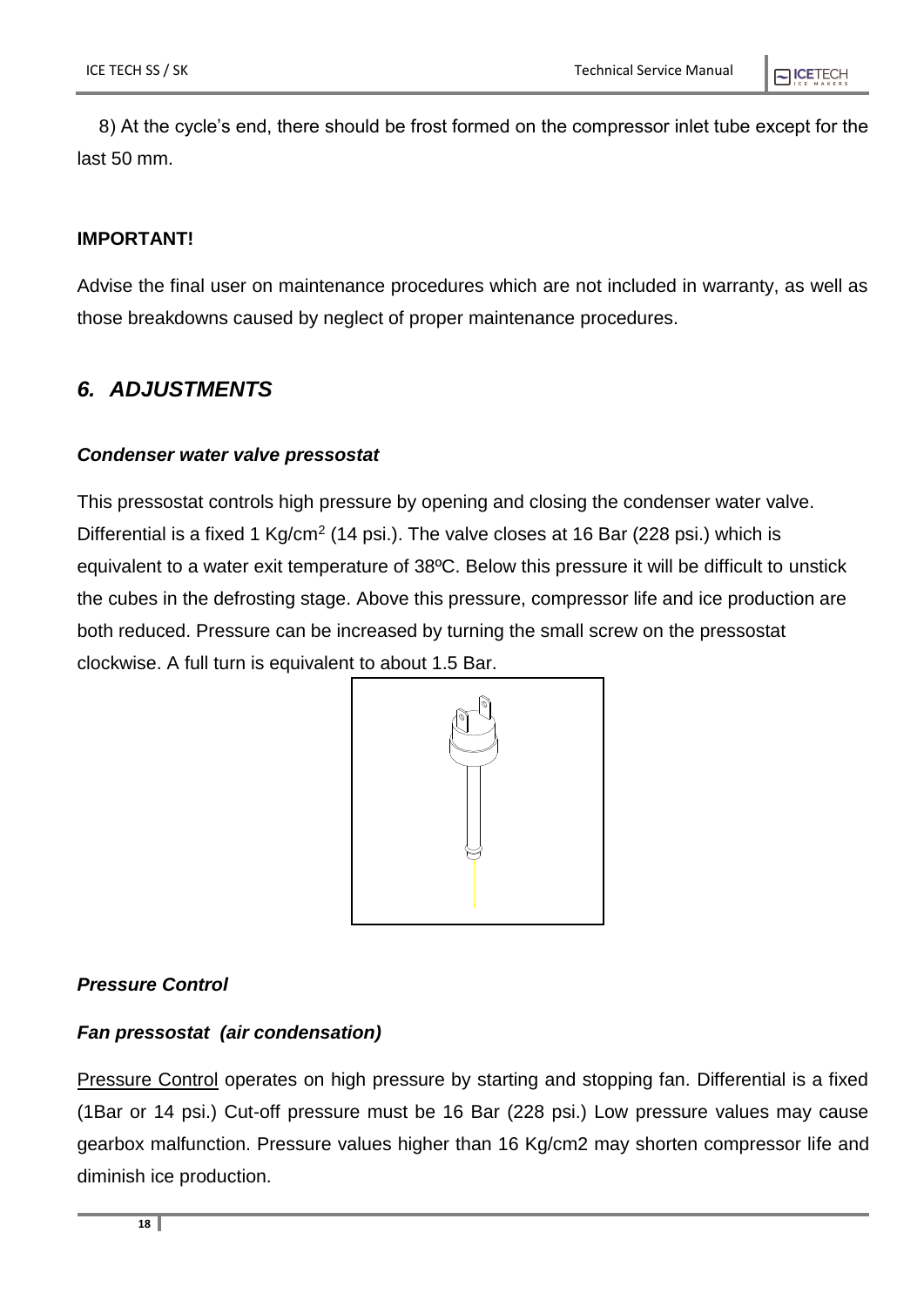8) At the cycle's end, there should be frost formed on the compressor inlet tube except for the last 50 mm.

**IMPORTANT!**

Advise the final user on maintenance procedures which are not included in warranty, as well as those breakdowns caused by neglect of proper maintenance procedures.

## *6. ADJUSTMENTS*

### *Condenser water valve pressostat*

This pressostat controls high pressure by opening and closing the condenser water valve. Differential is a fixed 1 $Kg/cm^2$ (14 psi.). The valve closes at 16 Bar (228 psi.) which is equivalent to a water exit temperature of 38ºC. Below this pressure it will be difficult to unstick the cubes in the defrosting stage. Above this pressure, compressor life and ice production are both reduced. Pressure can be increased by turning the small screw on the pressostat clockwise. A full turn is equivalent to about 1.5 Bar.

### *Pressure Control*

### *Fan pressostat (air condensation)*

Pressure Control operates on high pressure by starting and stopping fan. Differential is a fixed (1Bar or 14 psi.) Cut-off pressure must be 16 Bar (228 psi.) Low pressure values may cause gearbox malfunction. Pressure values higher than 16 Kg/cm2 may shorten compressor life and diminish ice production.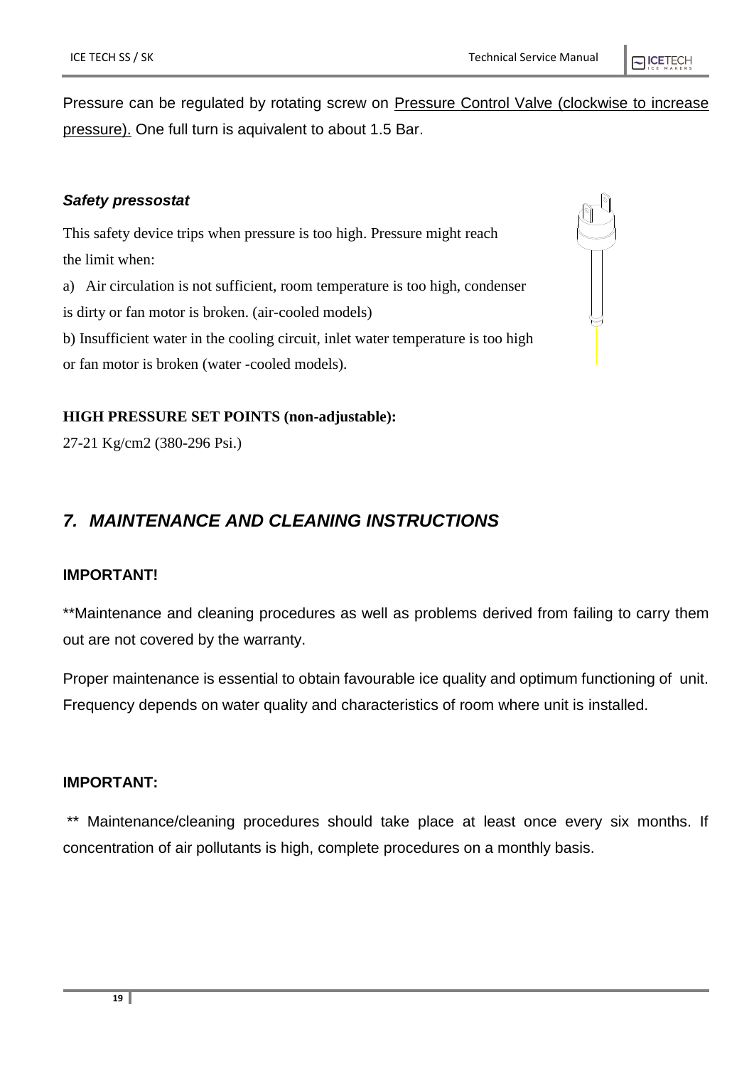Pressure can be regulated by rotating screw on <u>Pressure Control Valve (clockwise to increase pressure).</u> One full turn is aquivalent to about 1.5 Bar.

***Safety pressostat***

This safety device trips when pressure is too high. Pressure might reach the limit when:

a) Air circulation is not sufficient, room temperature is too high, condenser is dirty or fan motor is broken. (air-cooled models)

b) Insufficient water in the cooling circuit, inlet water temperature is too high or fan motor is broken (water -cooled models).

**HIGH PRESSURE SET POINTS (non-adjustable):**

27-21 Kg/cm2 (380-296 Psi.)

## *7. MAINTENANCE AND CLEANING INSTRUCTIONS*

**IMPORTANT!**

**Maintenance and cleaning procedures as well as problems derived from failing to carry them out are not covered by the warranty.

Proper maintenance is essential to obtain favourable ice quality and optimum functioning of unit. Frequency depends on water quality and characteristics of room where unit is installed.

**IMPORTANT:**

** Maintenance/cleaning procedures should take place at least once every six months. If concentration of air pollutants is high, complete procedures on a monthly basis.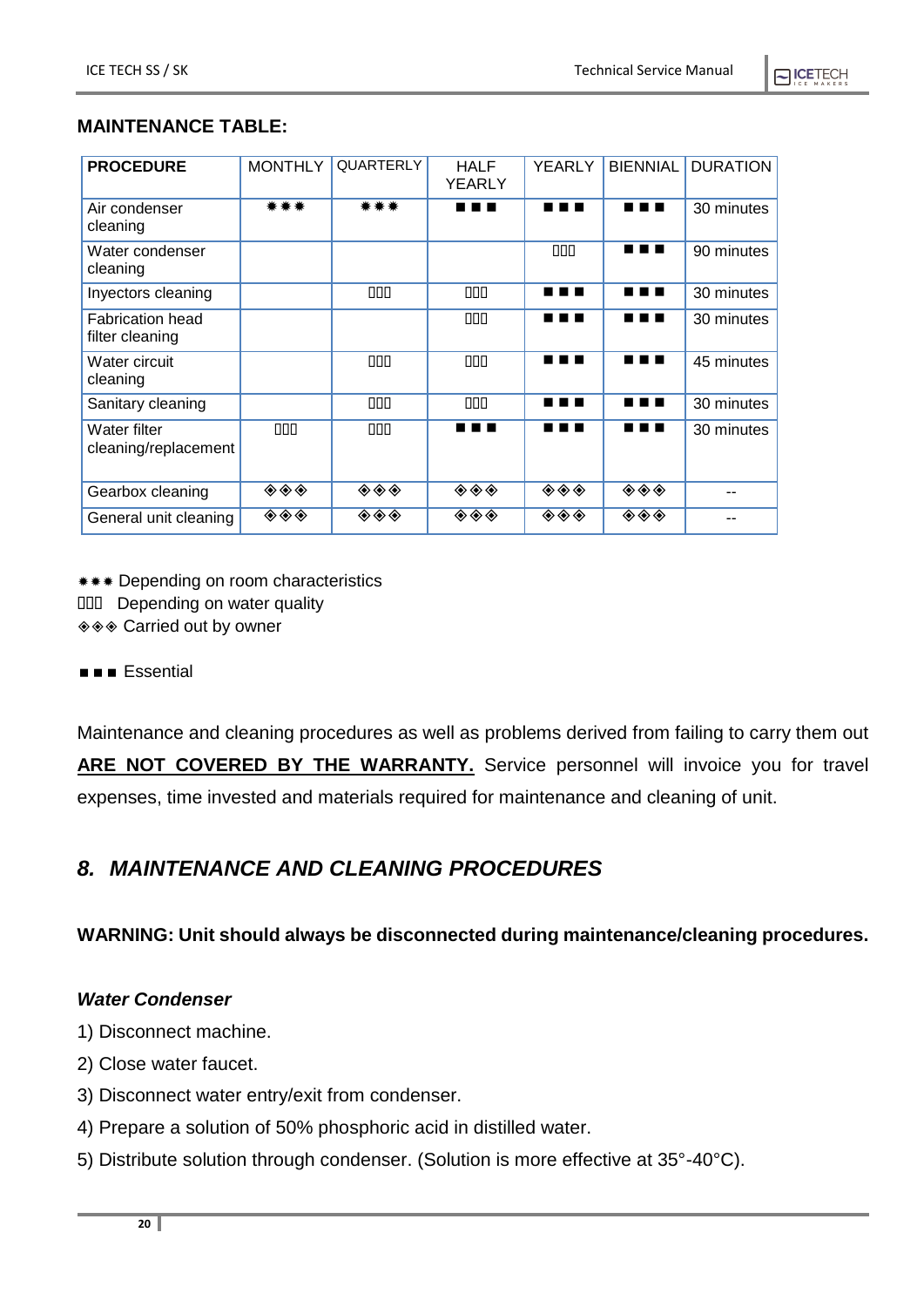**MAINTENANCE TABLE:**

| **PROCEDURE** | MONTHLY | QUARTERLY | HALF YEARLY | YEARLY | BIENNIAL | DURATION |
|---|---|---|---|---|---|---|
| Air condenser cleaning | ✷✷✷ | ✷✷✷ | ■ ■ ■ | ■ ■ ■ | ■ ■ ■ | 30 minutes |
| Water condenser cleaning | | | | ▯▯▯ | ■ ■ ■ | 90 minutes |
| Inyectors cleaning | | ▯▯▯ | ▯▯▯ | ■ ■ ■ | ■ ■ ■ | 30 minutes |
| Fabrication head filter cleaning | | | ▯▯▯ | ■ ■ ■ | ■ ■ ■ | 30 minutes |
| Water circuit cleaning | | ▯▯▯ | ▯▯▯ | ■ ■ ■ | ■ ■ ■ | 45 minutes |
| Sanitary cleaning | | ▯▯▯ | ▯▯▯ | ■ ■ ■ | ■ ■ ■ | 30 minutes |
| Water filter cleaning/replacement | ▯▯▯ | ▯▯▯ | ■ ■ ■ | ■ ■ ■ | ■ ■ ■ | 30 minutes |
| Gearbox cleaning | ◈◈◈ | ◈◈◈ | ◈◈◈ | ◈◈◈ | ◈◈◈ | -- |
| General unit cleaning | ◈◈◈ | ◈◈◈ | ◈◈◈ | ◈◈◈ | ◈◈◈ | -- |

✷✷✷ Depending on room characteristics

▯▯▯ Depending on water quality

◈◈◈ Carried out by owner

■ ■ ■ Essential

Maintenance and cleaning procedures as well as problems derived from failing to carry them out **ARE NOT COVERED BY THE WARRANTY.** Service personnel will invoice you for travel expenses, time invested and materials required for maintenance and cleaning of unit.

## *8. MAINTENANCE AND CLEANING PROCEDURES*

**WARNING: Unit should always be disconnected during maintenance/cleaning procedures.**

***Water Condenser***

1) Disconnect machine.

2) Close water faucet.

3) Disconnect water entry/exit from condenser.

4) Prepare a solution of 50% phosphoric acid in distilled water.

5) Distribute solution through condenser. (Solution is more effective at 35°-40°C).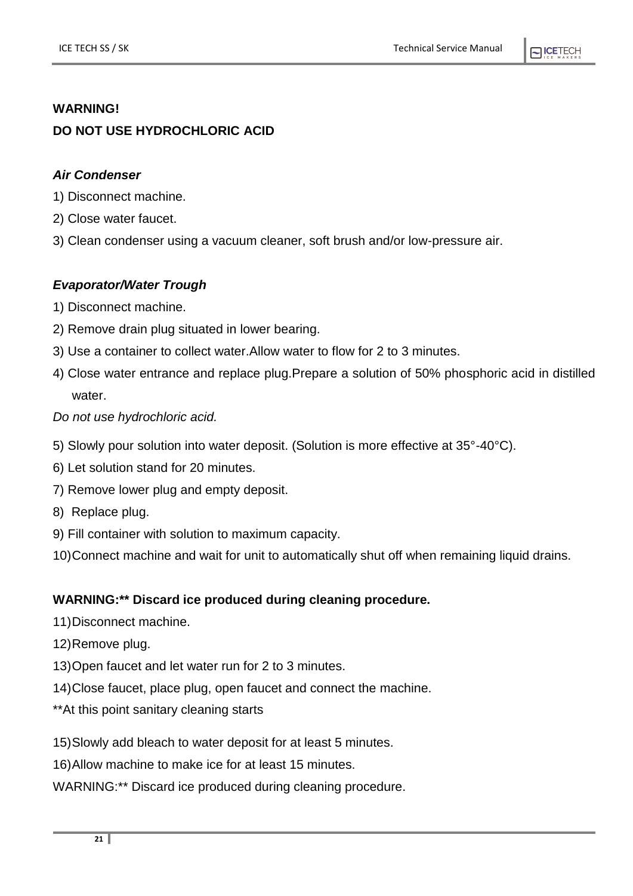**WARNING!**

**DO NOT USE HYDROCHLORIC ACID**

***Air Condenser***

1) Disconnect machine.
2) Close water faucet.
3) Clean condenser using a vacuum cleaner, soft brush and/or low-pressure air.

***Evaporator/Water Trough***

1) Disconnect machine.
2) Remove drain plug situated in lower bearing.
3) Use a container to collect water.Allow water to flow for 2 to 3 minutes.
4) Close water entrance and replace plug.Prepare a solution of 50% phosphoric acid in distilled water.

*Do not use hydrochloric acid.*

5) Slowly pour solution into water deposit. (Solution is more effective at 35°-40°C).
6) Let solution stand for 20 minutes.
7) Remove lower plug and empty deposit.
8) Replace plug.
9) Fill container with solution to maximum capacity.
10) Connect machine and wait for unit to automatically shut off when remaining liquid drains.

**WARNING:** Discard ice produced during cleaning procedure.**

11) Disconnect machine.
12) Remove plug.
13) Open faucet and let water run for 2 to 3 minutes.
14) Close faucet, place plug, open faucet and connect the machine.

**At this point sanitary cleaning starts

15) Slowly add bleach to water deposit for at least 5 minutes.
16) Allow machine to make ice for at least 15 minutes.

WARNING:** Discard ice produced during cleaning procedure.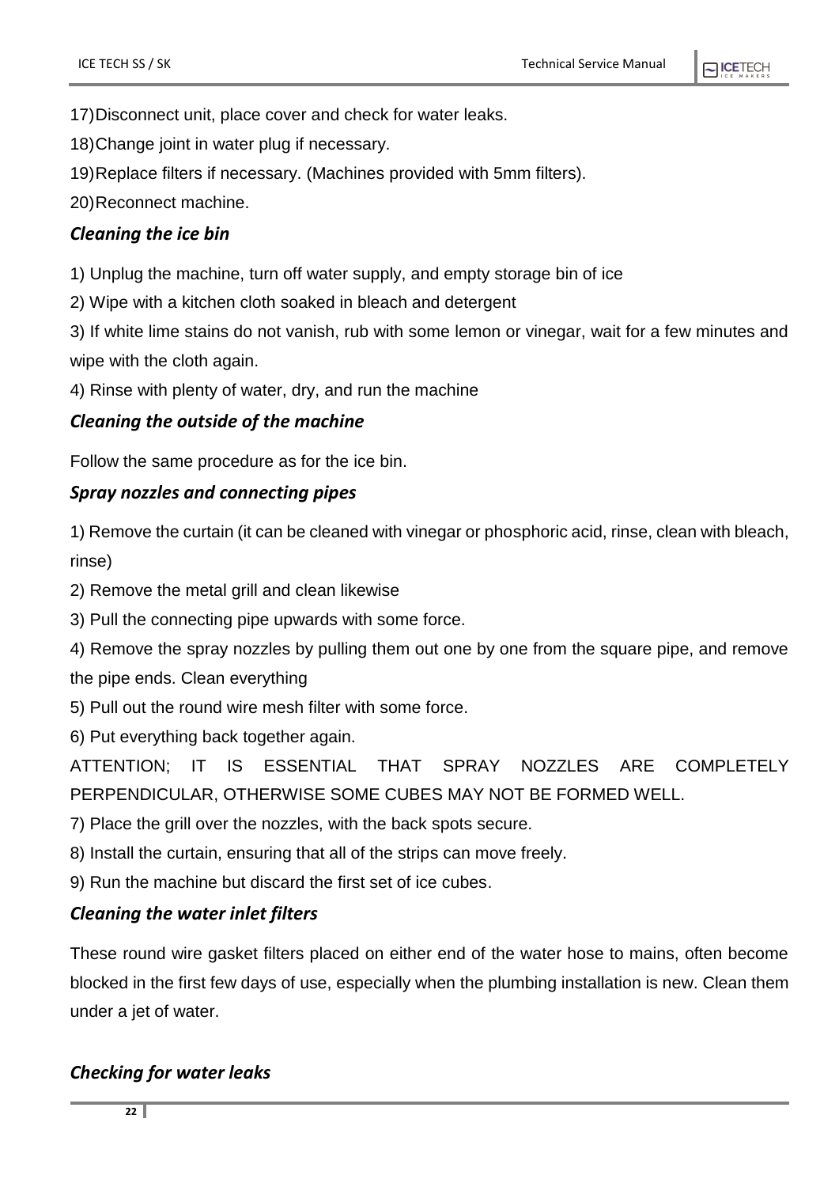17) Disconnect unit, place cover and check for water leaks.

18) Change joint in water plug if necessary.

19) Replace filters if necessary. (Machines provided with 5mm filters).

20) Reconnect machine.

### *Cleaning the ice bin*

1) Unplug the machine, turn off water supply, and empty storage bin of ice

2) Wipe with a kitchen cloth soaked in bleach and detergent

3) If white lime stains do not vanish, rub with some lemon or vinegar, wait for a few minutes and wipe with the cloth again.

4) Rinse with plenty of water, dry, and run the machine

### *Cleaning the outside of the machine*

Follow the same procedure as for the ice bin.

### *Spray nozzles and connecting pipes*

1) Remove the curtain (it can be cleaned with vinegar or phosphoric acid, rinse, clean with bleach, rinse)

2) Remove the metal grill and clean likewise

3) Pull the connecting pipe upwards with some force.

4) Remove the spray nozzles by pulling them out one by one from the square pipe, and remove the pipe ends. Clean everything

5) Pull out the round wire mesh filter with some force.

6) Put everything back together again.

ATTENTION; IT IS ESSENTIAL THAT SPRAY NOZZLES ARE COMPLETELY PERPENDICULAR, OTHERWISE SOME CUBES MAY NOT BE FORMED WELL.

7) Place the grill over the nozzles, with the back spots secure.

8) Install the curtain, ensuring that all of the strips can move freely.

9) Run the machine but discard the first set of ice cubes.

### *Cleaning the water inlet filters*

These round wire gasket filters placed on either end of the water hose to mains, often become blocked in the first few days of use, especially when the plumbing installation is new. Clean them under a jet of water.

### *Checking for water leaks*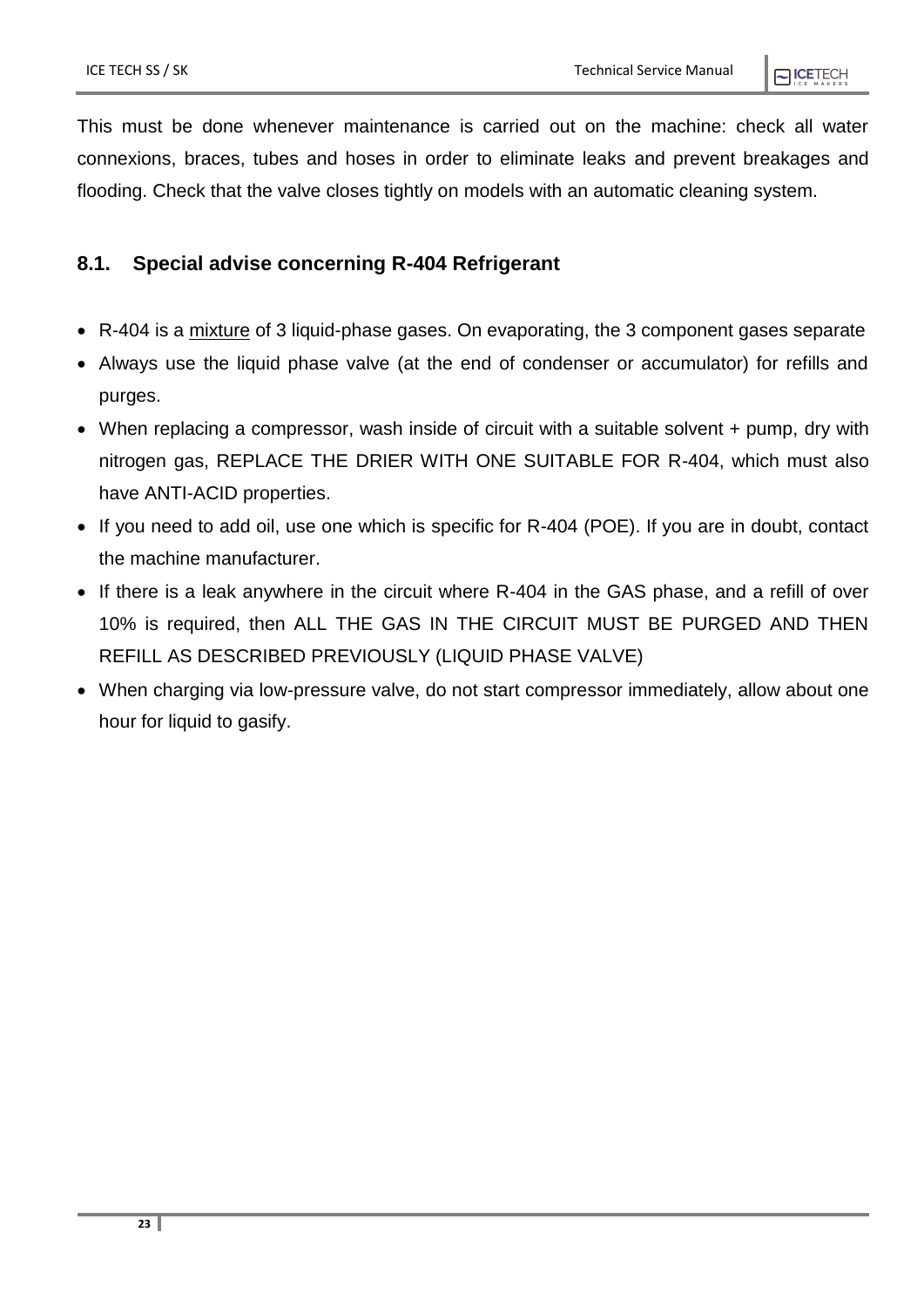This must be done whenever maintenance is carried out on the machine: check all water connexions, braces, tubes and hoses in order to eliminate leaks and prevent breakages and flooding. Check that the valve closes tightly on models with an automatic cleaning system.

## 8.1. Special advise concerning R-404 Refrigerant

- R-404 is a <u>mixture</u> of 3 liquid-phase gases. On evaporating, the 3 component gases separate
- Always use the liquid phase valve (at the end of condenser or accumulator) for refills and purges.
- When replacing a compressor, wash inside of circuit with a suitable solvent + pump, dry with nitrogen gas, REPLACE THE DRIER WITH ONE SUITABLE FOR R-404, which must also have ANTI-ACID properties.
- If you need to add oil, use one which is specific for R-404 (POE). If you are in doubt, contact the machine manufacturer.
- If there is a leak anywhere in the circuit where R-404 in the GAS phase, and a refill of over 10% is required, then ALL THE GAS IN THE CIRCUIT MUST BE PURGED AND THEN REFILL AS DESCRIBED PREVIOUSLY (LIQUID PHASE VALVE)
- When charging via low-pressure valve, do not start compressor immediately, allow about one hour for liquid to gasify.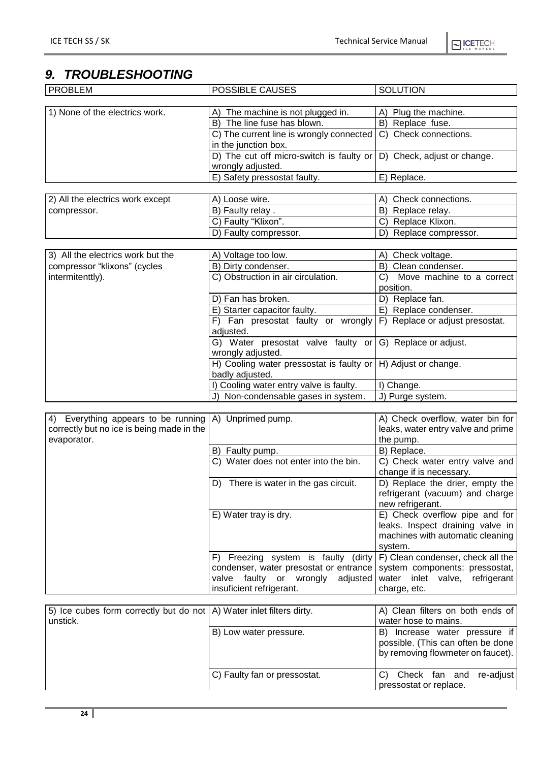## 9. TROUBLESHOOTING

| PROBLEM | POSSIBLE CAUSES | SOLUTION |
|---|---|---|
| 1) None of the electrics work. | A) The machine is not plugged in. | A) Plug the machine. |
| | B) The line fuse has blown. | B) Replace fuse. |
| | C) The current line is wrongly connected in the junction box. | C) Check connections. |
| | D) The cut off micro-switch is faulty or wrongly adjusted. | D) Check, adjust or change. |
| | E) Safety pressostat faulty. | E) Replace. |
| 2) All the electrics work except compressor. | A) Loose wire. | A) Check connections. |
| | B) Faulty relay . | B) Replace relay. |
| | C) Faulty "Klixon". | C) Replace Klixon. |
| | D) Faulty compressor. | D) Replace compressor. |
| 3) All the electrics work but the compressor "klixons" (cycles intermitenttly). | A) Voltage too low. | A) Check voltage. |
| | B) Dirty condenser. | B) Clean condenser. |
| | C) Obstruction in air circulation. | C) Move machine to a correct position. |
| | D) Fan has broken. | D) Replace fan. |
| | E) Starter capacitor faulty. | E) Replace condenser. |
| | F) Fan presostat faulty or wrongly adjusted. | F) Replace or adjust presostat. |
| | G) Water presostat valve faulty or wrongly adjusted. | G) Replace or adjust. |
| | H) Cooling water pressostat is faulty or badly adjusted. | H) Adjust or change. |
| | I) Cooling water entry valve is faulty. | I) Change. |
| | J) Non-condensable gases in system. | J) Purge system. |
| 4) Everything appears to be running correctly but no ice is being made in the evaporator. | A) Unprimed pump. | A) Check overflow, water bin for leaks, water entry valve and prime the pump. |
| | B) Faulty pump. | B) Replace. |
| | C) Water does not enter into the bin. | C) Check water entry valve and change if is necessary. |
| | D) There is water in the gas circuit. | D) Replace the drier, empty the refrigerant (vacuum) and charge new refrigerant. |
| | E) Water tray is dry. | E) Check overflow pipe and for leaks. Inspect draining valve in machines with automatic cleaning system. |
| | F) Freezing system is faulty (dirty condenser, water presostat or entrance valve faulty or wrongly adjusted insuficient refrigerant. | F) Clean condenser, check all the system components: pressostat, water inlet valve, refrigerant charge, etc. |
| 5) Ice cubes form correctly but do not unstick. | A) Water inlet filters dirty. | A) Clean filters on both ends of water hose to mains. |
| | B) Low water pressure. | B) Increase water pressure if possible. (This can often be done by removing flowmeter on faucet). |
| | C) Faulty fan or pressostat. | C) Check fan and re-adjust pressostat or replace. |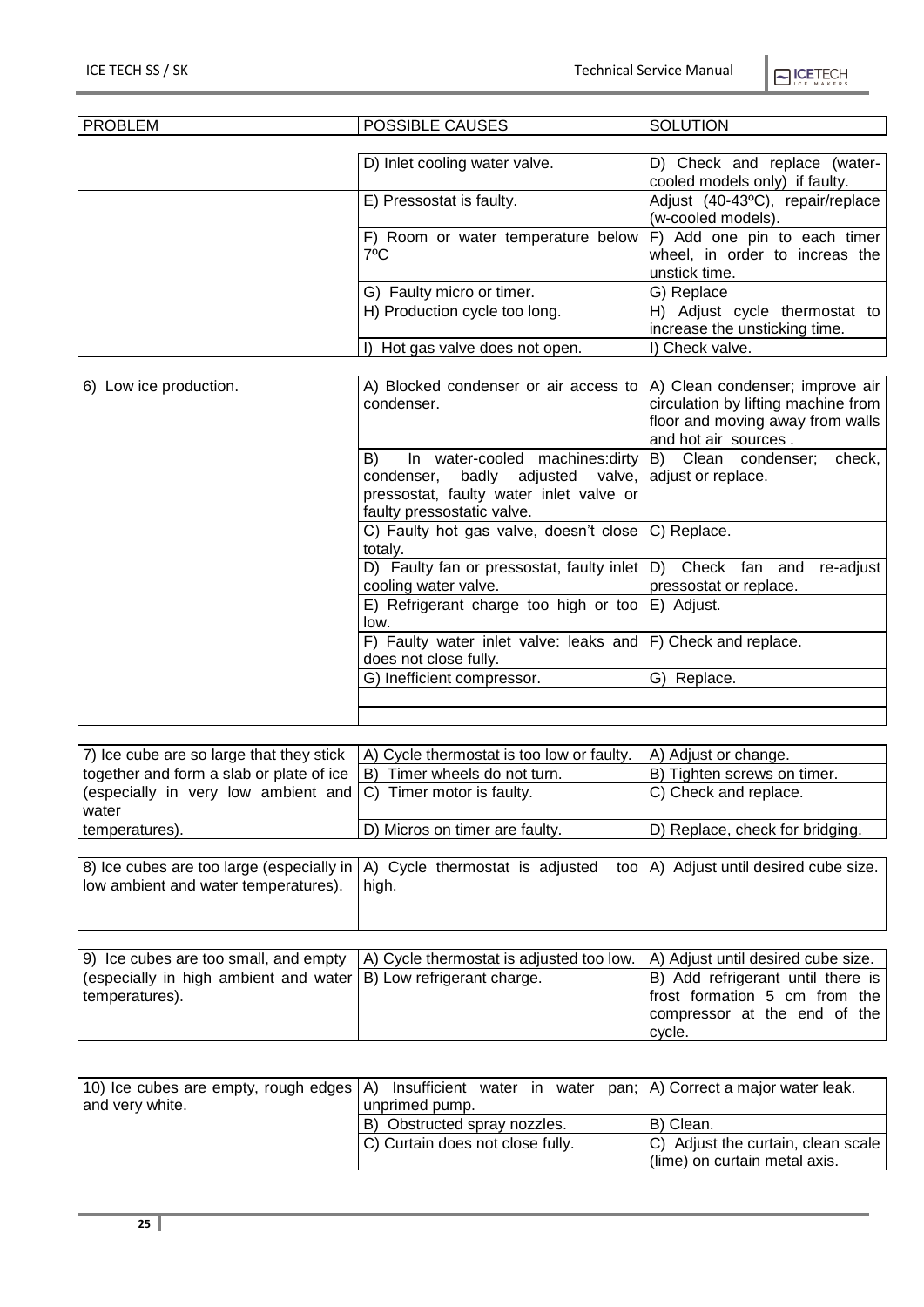| PROBLEM | POSSIBLE CAUSES | SOLUTION |
| --- | --- | --- |
| | D) Inlet cooling water valve. | D) Check and replace (water-cooled models only) if faulty. |
| | E) Pressostat is faulty. | Adjust (40-43ºC), repair/replace (w-cooled models). |
| | F) Room or water temperature below 7ºC | F) Add one pin to each timer wheel, in order to increas the unstick time. |
| | G) Faulty micro or timer. | G) Replace |
| | H) Production cycle too long. | H) Adjust cycle thermostat to increase the unsticking time. |
| | I) Hot gas valve does not open. | I) Check valve. |
| 6) Low ice production. | A) Blocked condenser or air access to condenser. | A) Clean condenser; improve air circulation by lifting machine from floor and moving away from walls and hot air sources . |
| | B) In water-cooled machines:dirty condenser, badly adjusted valve, pressostat, faulty water inlet valve or faulty pressostatic valve. | B) Clean condenser; check, adjust or replace. |
| | C) Faulty hot gas valve, doesn't close totaly. | C) Replace. |
| | D) Faulty fan or pressostat, faulty inlet cooling water valve. | D) Check fan and re-adjust pressostat or replace. |
| | E) Refrigerant charge too high or too low. | E) Adjust. |
| | F) Faulty water inlet valve: leaks and does not close fully. | F) Check and replace. |
| | G) Inefficient compressor. | G) Replace. |
| 7) Ice cube are so large that they stick together and form a slab or plate of ice (especially in very low ambient and water temperatures). | A) Cycle thermostat is too low or faulty. | A) Adjust or change. |
| | B) Timer wheels do not turn. | B) Tighten screws on timer. |
| | C) Timer motor is faulty. | C) Check and replace. |
| | D) Micros on timer are faulty. | D) Replace, check for bridging. |
| 8) Ice cubes are too large (especially in low ambient and water temperatures). | A) Cycle thermostat is adjusted too high. | A) Adjust until desired cube size. |
| 9) Ice cubes are too small, and empty (especially in high ambient and water temperatures). | A) Cycle thermostat is adjusted too low. | A) Adjust until desired cube size. |
| | B) Low refrigerant charge. | B) Add refrigerant until there is frost formation 5 cm from the compressor at the end of the cycle. |
| 10) Ice cubes are empty, rough edges and very white. | A) Insufficient water in water pan; unprimed pump. | A) Correct a major water leak. |
| | B) Obstructed spray nozzles. | B) Clean. |
| | C) Curtain does not close fully. | C) Adjust the curtain, clean scale (lime) on curtain metal axis. |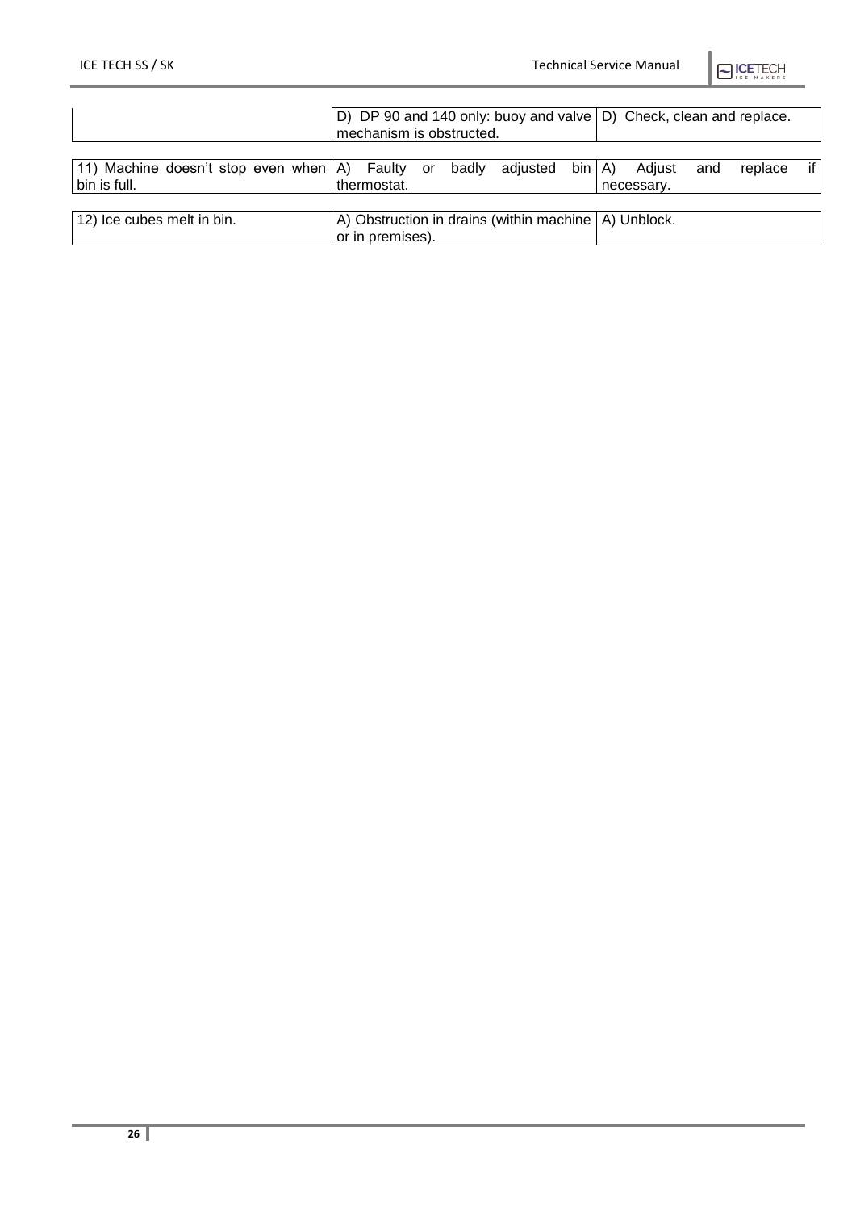| | | |
|---|---|---|
| | D) DP 90 and 140 only: buoy and valve mechanism is obstructed. | D) Check, clean and replace. |
| 11) Machine doesn't stop even when bin is full. | A) Faulty or badly adjusted bin thermostat. | A) Adjust and replace if necessary. |
| 12) Ice cubes melt in bin. | A) Obstruction in drains (within machine or in premises). | A) Unblock. |